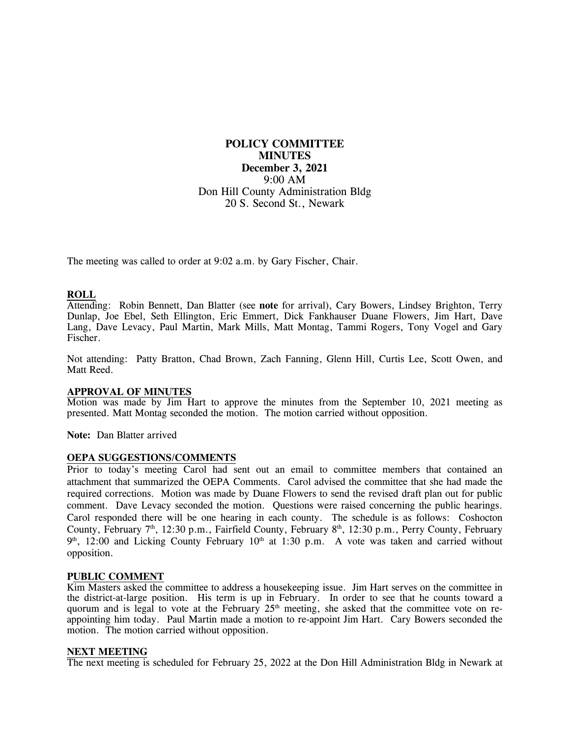**POLICY COMMITTEE**
**MINUTES**
**December 3, 2021**
9:00 AM
Don Hill County Administration Bldg
20 S. Second St., Newark

The meeting was called to order at 9:02 a.m. by Gary Fischer, Chair.

**ROLL**

Attending: Robin Bennett, Dan Blatter (see **note** for arrival), Cary Bowers, Lindsey Brighton, Terry Dunlap, Joe Ebel, Seth Ellington, Eric Emmert, Dick Fankhauser Duane Flowers, Jim Hart, Dave Lang, Dave Levacy, Paul Martin, Mark Mills, Matt Montag, Tammi Rogers, Tony Vogel and Gary Fischer.

Not attending: Patty Bratton, Chad Brown, Zach Fanning, Glenn Hill, Curtis Lee, Scott Owen, and Matt Reed.

**APPROVAL OF MINUTES**

Motion was made by Jim Hart to approve the minutes from the September 10, 2021 meeting as presented. Matt Montag seconded the motion. The motion carried without opposition.

**Note:** Dan Blatter arrived

**OEPA SUGGESTIONS/COMMENTS**

Prior to today's meeting Carol had sent out an email to committee members that contained an attachment that summarized the OEPA Comments. Carol advised the committee that she had made the required corrections. Motion was made by Duane Flowers to send the revised draft plan out for public comment. Dave Levacy seconded the motion. Questions were raised concerning the public hearings. Carol responded there will be one hearing in each county. The schedule is as follows: Coshocton County, February 7th, 12:30 p.m., Fairfield County, February 8th, 12:30 p.m., Perry County, February 9th, 12:00 and Licking County February 10th at 1:30 p.m. A vote was taken and carried without opposition.

**PUBLIC COMMENT**

Kim Masters asked the committee to address a housekeeping issue. Jim Hart serves on the committee in the district-at-large position. His term is up in February. In order to see that he counts toward a quorum and is legal to vote at the February 25th meeting, she asked that the committee vote on re-appointing him today. Paul Martin made a motion to re-appoint Jim Hart. Cary Bowers seconded the motion. The motion carried without opposition.

**NEXT MEETING**

The next meeting is scheduled for February 25, 2022 at the Don Hill Administration Bldg in Newark at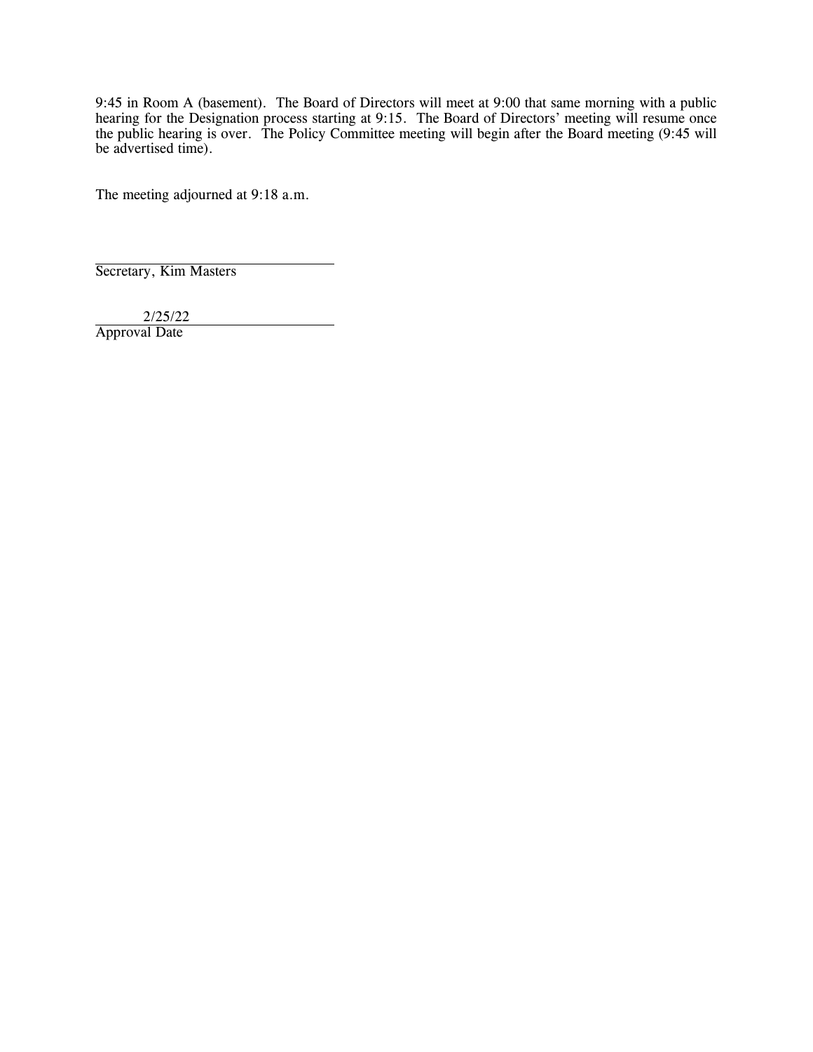9:45 in Room A (basement). The Board of Directors will meet at 9:00 that same morning with a public hearing for the Designation process starting at 9:15. The Board of Directors' meeting will resume once the public hearing is over. The Policy Committee meeting will begin after the Board meeting (9:45 will be advertised time).

The meeting adjourned at 9:18 a.m.

Secretary, Kim Masters

2/25/22

Approval Date